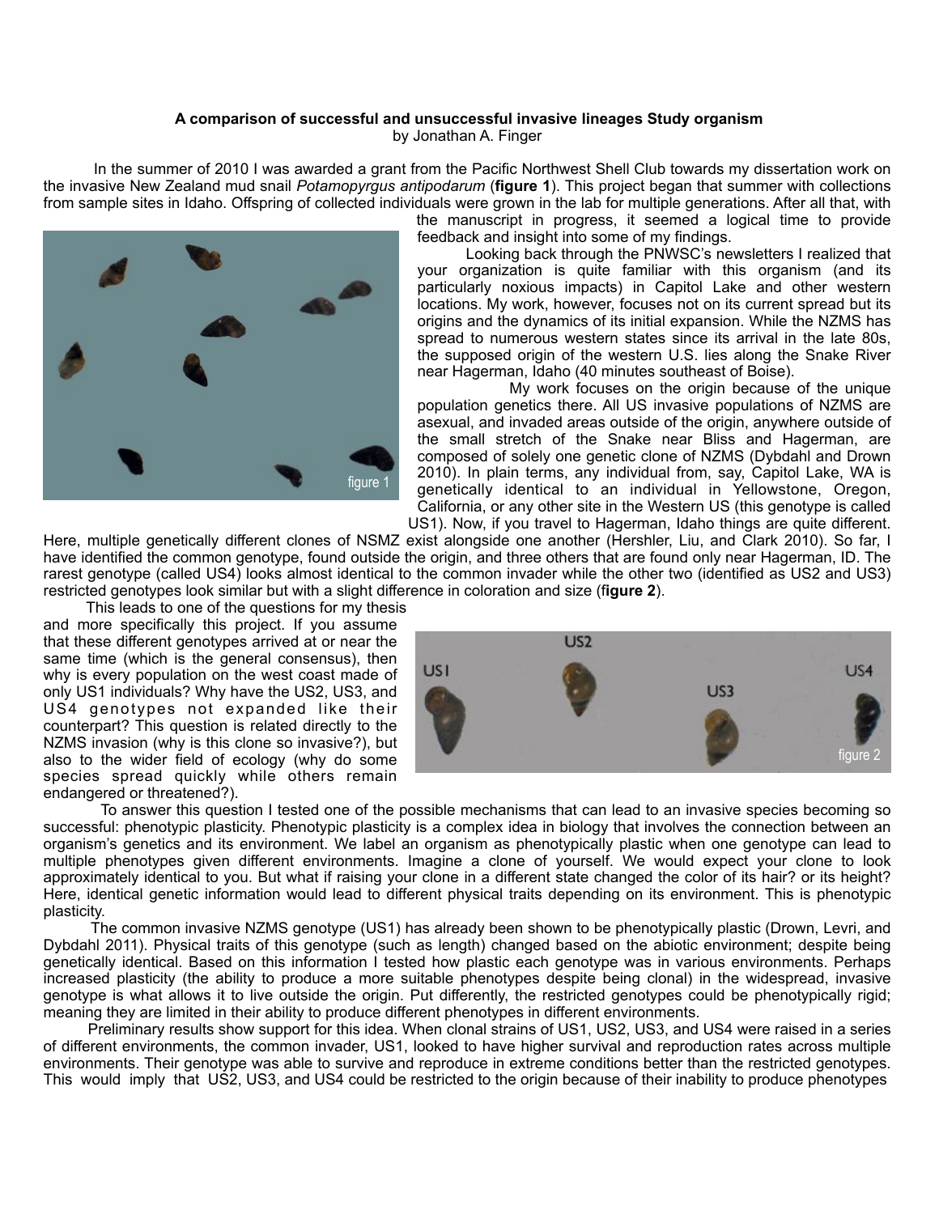**A comparison of successful and unsuccessful invasive lineages Study organism**

by Jonathan A. Finger

In the summer of 2010 I was awarded a grant from the Pacific Northwest Shell Club towards my dissertation work on the invasive New Zealand mud snail *Potamopyrgus antipodarum* (**figure 1**). This project began that summer with collections from sample sites in Idaho. Offspring of collected individuals were grown in the lab for multiple generations. After all that, with the manuscript in progress, it seemed a logical time to provide feedback and insight into some of my findings.

Looking back through the PNWSC's newsletters I realized that your organization is quite familiar with this organism (and its particularly noxious impacts) in Capitol Lake and other western locations. My work, however, focuses not on its current spread but its origins and the dynamics of its initial expansion. While the NZMS has spread to numerous western states since its arrival in the late 80s, the supposed origin of the western U.S. lies along the Snake River near Hagerman, Idaho (40 minutes southeast of Boise).

My work focuses on the origin because of the unique population genetics there. All US invasive populations of NZMS are asexual, and invaded areas outside of the origin, anywhere outside of the small stretch of the Snake near Bliss and Hagerman, are composed of solely one genetic clone of NZMS (Dybdahl and Drown 2010). In plain terms, any individual from, say, Capitol Lake, WA is genetically identical to an individual in Yellowstone, Oregon, California, or any other site in the Western US (this genotype is called US1). Now, if you travel to Hagerman, Idaho things are quite different. Here, multiple genetically different clones of NSMZ exist alongside one another (Hershler, Liu, and Clark 2010). So far, I have identified the common genotype, found outside the origin, and three others that are found only near Hagerman, ID. The rarest genotype (called US4) looks almost identical to the common invader while the other two (identified as US2 and US3) restricted genotypes look similar but with a slight difference in coloration and size (**figure 2**).

This leads to one of the questions for my thesis and more specifically this project. If you assume that these different genotypes arrived at or near the same time (which is the general consensus), then why is every population on the west coast made of only US1 individuals? Why have the US2, US3, and US4 genotypes not expanded like their counterpart? This question is related directly to the NZMS invasion (why is this clone so invasive?), but also to the wider field of ecology (why do some species spread quickly while others remain endangered or threatened?).

To answer this question I tested one of the possible mechanisms that can lead to an invasive species becoming so successful: phenotypic plasticity. Phenotypic plasticity is a complex idea in biology that involves the connection between an organism's genetics and its environment. We label an organism as phenotypically plastic when one genotype can lead to multiple phenotypes given different environments. Imagine a clone of yourself. We would expect your clone to look approximately identical to you. But what if raising your clone in a different state changed the color of its hair? or its height? Here, identical genetic information would lead to different physical traits depending on its environment. This is phenotypic plasticity.

The common invasive NZMS genotype (US1) has already been shown to be phenotypically plastic (Drown, Levri, and Dybdahl 2011). Physical traits of this genotype (such as length) changed based on the abiotic environment; despite being genetically identical. Based on this information I tested how plastic each genotype was in various environments. Perhaps increased plasticity (the ability to produce a more suitable phenotypes despite being clonal) in the widespread, invasive genotype is what allows it to live outside the origin. Put differently, the restricted genotypes could be phenotypically rigid; meaning they are limited in their ability to produce different phenotypes in different environments.

Preliminary results show support for this idea. When clonal strains of US1, US2, US3, and US4 were raised in a series of different environments, the common invader, US1, looked to have higher survival and reproduction rates across multiple environments. Their genotype was able to survive and reproduce in extreme conditions better than the restricted genotypes. This would imply that US2, US3, and US4 could be restricted to the origin because of their inability to produce phenotypes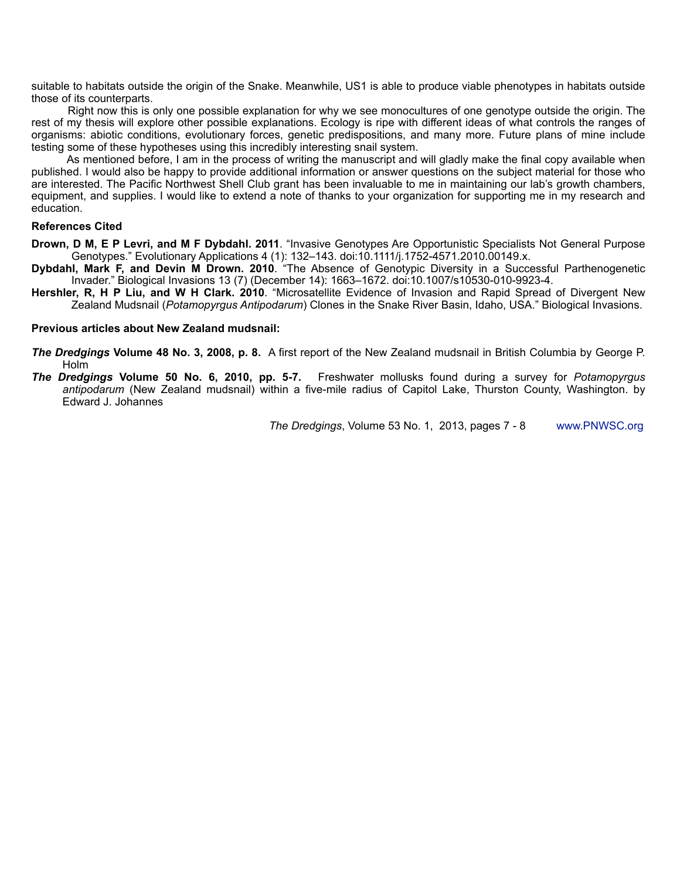suitable to habitats outside the origin of the Snake. Meanwhile, US1 is able to produce viable phenotypes in habitats outside those of its counterparts.

Right now this is only one possible explanation for why we see monocultures of one genotype outside the origin. The rest of my thesis will explore other possible explanations. Ecology is ripe with different ideas of what controls the ranges of organisms: abiotic conditions, evolutionary forces, genetic predispositions, and many more. Future plans of mine include testing some of these hypotheses using this incredibly interesting snail system.

As mentioned before, I am in the process of writing the manuscript and will gladly make the final copy available when published. I would also be happy to provide additional information or answer questions on the subject material for those who are interested. The Pacific Northwest Shell Club grant has been invaluable to me in maintaining our lab's growth chambers, equipment, and supplies. I would like to extend a note of thanks to your organization for supporting me in my research and education.

**References Cited**

**Drown, D M, E P Levri, and M F Dybdahl. 2011**. "Invasive Genotypes Are Opportunistic Specialists Not General Purpose Genotypes." Evolutionary Applications 4 (1): 132–143. doi:10.1111/j.1752-4571.2010.00149.x.

**Dybdahl, Mark F, and Devin M Drown. 2010**. "The Absence of Genotypic Diversity in a Successful Parthenogenetic Invader." Biological Invasions 13 (7) (December 14): 1663–1672. doi:10.1007/s10530-010-9923-4.

**Hershler, R, H P Liu, and W H Clark. 2010**. "Microsatellite Evidence of Invasion and Rapid Spread of Divergent New Zealand Mudsnail (*Potamopyrgus Antipodarum*) Clones in the Snake River Basin, Idaho, USA." Biological Invasions.

**Previous articles about New Zealand mudsnail:**

***The Dredgings* Volume 48 No. 3, 2008, p. 8.** A first report of the New Zealand mudsnail in British Columbia by George P. Holm

***The Dredgings* Volume 50 No. 6, 2010, pp. 5-7.** Freshwater mollusks found during a survey for *Potamopyrgus antipodarum* (New Zealand mudsnail) within a five-mile radius of Capitol Lake, Thurston County, Washington. by Edward J. Johannes